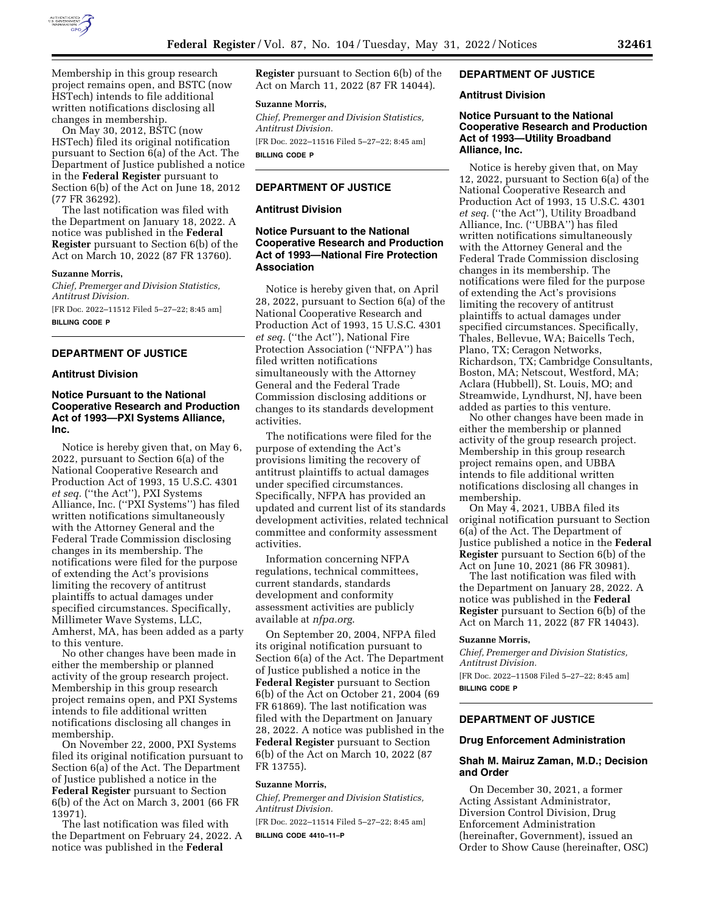Membership in this group research project remains open, and BSTC (now HSTech) intends to file additional written notifications disclosing all changes in membership.

On May 30, 2012, BSTC (now HSTech) filed its original notification pursuant to Section 6(a) of the Act. The Department of Justice published a notice in the **Federal Register** pursuant to Section 6(b) of the Act on June 18, 2012 (77 FR 36292).

The last notification was filed with the Department on January 18, 2022. A notice was published in the **Federal Register** pursuant to Section 6(b) of the Act on March 10, 2022 (87 FR 13760).

**Suzanne Morris,**

*Chief, Premerger and Division Statistics, Antitrust Division.*

[FR Doc. 2022–11512 Filed 5–27–22; 8:45 am]

**BILLING CODE P**

## DEPARTMENT OF JUSTICE

### Antitrust Division

### Notice Pursuant to the National Cooperative Research and Production Act of 1993—PXI Systems Alliance, Inc.

Notice is hereby given that, on May 6, 2022, pursuant to Section 6(a) of the National Cooperative Research and Production Act of 1993, 15 U.S.C. 4301 *et seq.* (''the Act''), PXI Systems Alliance, Inc. (''PXI Systems'') has filed written notifications simultaneously with the Attorney General and the Federal Trade Commission disclosing changes in its membership. The notifications were filed for the purpose of extending the Act's provisions limiting the recovery of antitrust plaintiffs to actual damages under specified circumstances. Specifically, Millimeter Wave Systems, LLC, Amherst, MA, has been added as a party to this venture.

No other changes have been made in either the membership or planned activity of the group research project. Membership in this group research project remains open, and PXI Systems intends to file additional written notifications disclosing all changes in membership.

On November 22, 2000, PXI Systems filed its original notification pursuant to Section 6(a) of the Act. The Department of Justice published a notice in the **Federal Register** pursuant to Section 6(b) of the Act on March 3, 2001 (66 FR 13971).

The last notification was filed with the Department on February 24, 2022. A notice was published in the **Federal Register** pursuant to Section 6(b) of the Act on March 11, 2022 (87 FR 14044).

**Suzanne Morris,**

*Chief, Premerger and Division Statistics, Antitrust Division.*

[FR Doc. 2022–11516 Filed 5–27–22; 8:45 am]

**BILLING CODE P**

## DEPARTMENT OF JUSTICE

### Antitrust Division

### Notice Pursuant to the National Cooperative Research and Production Act of 1993—National Fire Protection Association

Notice is hereby given that, on April 28, 2022, pursuant to Section 6(a) of the National Cooperative Research and Production Act of 1993, 15 U.S.C. 4301 *et seq.* (''the Act''), National Fire Protection Association (''NFPA'') has filed written notifications simultaneously with the Attorney General and the Federal Trade Commission disclosing additions or changes to its standards development activities.

The notifications were filed for the purpose of extending the Act's provisions limiting the recovery of antitrust plaintiffs to actual damages under specified circumstances. Specifically, NFPA has provided an updated and current list of its standards development activities, related technical committee and conformity assessment activities.

Information concerning NFPA regulations, technical committees, current standards, standards development and conformity assessment activities are publicly available at *nfpa.org*.

On September 20, 2004, NFPA filed its original notification pursuant to Section 6(a) of the Act. The Department of Justice published a notice in the **Federal Register** pursuant to Section 6(b) of the Act on October 21, 2004 (69 FR 61869). The last notification was filed with the Department on January 28, 2022. A notice was published in the **Federal Register** pursuant to Section 6(b) of the Act on March 10, 2022 (87 FR 13755).

**Suzanne Morris,**

*Chief, Premerger and Division Statistics, Antitrust Division.*

[FR Doc. 2022–11514 Filed 5–27–22; 8:45 am]

**BILLING CODE 4410–11–P**

## DEPARTMENT OF JUSTICE

### Antitrust Division

### Notice Pursuant to the National Cooperative Research and Production Act of 1993—Utility Broadband Alliance, Inc.

Notice is hereby given that, on May 12, 2022, pursuant to Section 6(a) of the National Cooperative Research and Production Act of 1993, 15 U.S.C. 4301 *et seq.* (''the Act''), Utility Broadband Alliance, Inc. (''UBBA'') has filed written notifications simultaneously with the Attorney General and the Federal Trade Commission disclosing changes in its membership. The notifications were filed for the purpose of extending the Act's provisions limiting the recovery of antitrust plaintiffs to actual damages under specified circumstances. Specifically, Thales, Bellevue, WA; Baicells Tech, Plano, TX; Ceragon Networks, Richardson, TX; Cambridge Consultants, Boston, MA; Netscout, Westford, MA; Aclara (Hubbell), St. Louis, MO; and Streamwide, Lyndhurst, NJ, have been added as parties to this venture.

No other changes have been made in either the membership or planned activity of the group research project. Membership in this group research project remains open, and UBBA intends to file additional written notifications disclosing all changes in membership.

On May 4, 2021, UBBA filed its original notification pursuant to Section 6(a) of the Act. The Department of Justice published a notice in the **Federal Register** pursuant to Section 6(b) of the Act on June 10, 2021 (86 FR 30981).

The last notification was filed with the Department on January 28, 2022. A notice was published in the **Federal Register** pursuant to Section 6(b) of the Act on March 11, 2022 (87 FR 14043).

**Suzanne Morris,**

*Chief, Premerger and Division Statistics, Antitrust Division.*

[FR Doc. 2022–11508 Filed 5–27–22; 8:45 am]

**BILLING CODE P**

## DEPARTMENT OF JUSTICE

### Drug Enforcement Administration

### Shah M. Mairuz Zaman, M.D.; Decision and Order

On December 30, 2021, a former Acting Assistant Administrator, Diversion Control Division, Drug Enforcement Administration (hereinafter, Government), issued an Order to Show Cause (hereinafter, OSC)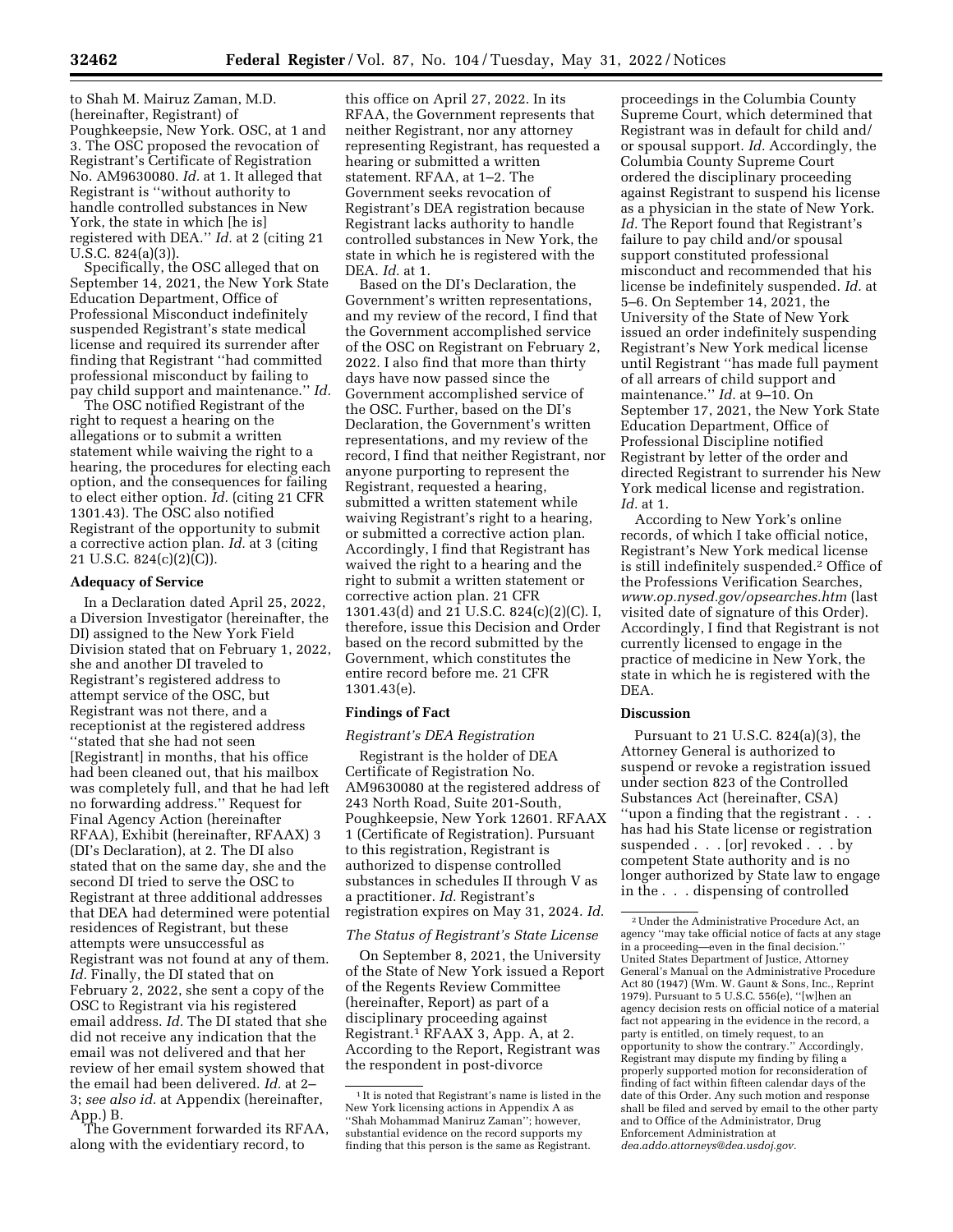to Shah M. Mairuz Zaman, M.D. (hereinafter, Registrant) of Poughkeepsie, New York. OSC, at 1 and 3. The OSC proposed the revocation of Registrant's Certificate of Registration No. AM9630080. *Id.* at 1. It alleged that Registrant is ''without authority to handle controlled substances in New York, the state in which [he is] registered with DEA.'' *Id.* at 2 (citing 21 U.S.C. 824(a)(3)).

Specifically, the OSC alleged that on September 14, 2021, the New York State Education Department, Office of Professional Misconduct indefinitely suspended Registrant's state medical license and required its surrender after finding that Registrant ''had committed professional misconduct by failing to pay child support and maintenance.'' *Id.*

The OSC notified Registrant of the right to request a hearing on the allegations or to submit a written statement while waiving the right to a hearing, the procedures for electing each option, and the consequences for failing to elect either option. *Id.* (citing 21 CFR 1301.43). The OSC also notified Registrant of the opportunity to submit a corrective action plan. *Id.* at 3 (citing 21 U.S.C. 824(c)(2)(C)).

### Adequacy of Service

In a Declaration dated April 25, 2022, a Diversion Investigator (hereinafter, the DI) assigned to the New York Field Division stated that on February 1, 2022, she and another DI traveled to Registrant's registered address to attempt service of the OSC, but Registrant was not there, and a receptionist at the registered address ''stated that she had not seen [Registrant] in months, that his office had been cleaned out, that his mailbox was completely full, and that he had left no forwarding address.'' Request for Final Agency Action (hereinafter RFAA), Exhibit (hereinafter, RFAAX) 3 (DI's Declaration), at 2. The DI also stated that on the same day, she and the second DI tried to serve the OSC to Registrant at three additional addresses that DEA had determined were potential residences of Registrant, but these attempts were unsuccessful as Registrant was not found at any of them. *Id.* Finally, the DI stated that on February 2, 2022, she sent a copy of the OSC to Registrant via his registered email address. *Id.* The DI stated that she did not receive any indication that the email was not delivered and that her review of her email system showed that the email had been delivered. *Id.* at 2–3; *see also id.* at Appendix (hereinafter, App.) B.

The Government forwarded its RFAA, along with the evidentiary record, to this office on April 27, 2022. In its RFAA, the Government represents that neither Registrant, nor any attorney representing Registrant, has requested a hearing or submitted a written statement. RFAA, at 1–2. The Government seeks revocation of Registrant's DEA registration because Registrant lacks authority to handle controlled substances in New York, the state in which he is registered with the DEA. *Id.* at 1.

Based on the DI's Declaration, the Government's written representations, and my review of the record, I find that the Government accomplished service of the OSC on Registrant on February 2, 2022. I also find that more than thirty days have now passed since the Government accomplished service of the OSC. Further, based on the DI's Declaration, the Government's written representations, and my review of the record, I find that neither Registrant, nor anyone purporting to represent the Registrant, requested a hearing, submitted a written statement while waiving Registrant's right to a hearing, or submitted a corrective action plan. Accordingly, I find that Registrant has waived the right to a hearing and the right to submit a written statement or corrective action plan. 21 CFR 1301.43(d) and 21 U.S.C. 824(c)(2)(C). I, therefore, issue this Decision and Order based on the record submitted by the Government, which constitutes the entire record before me. 21 CFR 1301.43(e).

### Findings of Fact

#### *Registrant's DEA Registration*

Registrant is the holder of DEA Certificate of Registration No. AM9630080 at the registered address of 243 North Road, Suite 201-South, Poughkeepsie, New York 12601. RFAAX 1 (Certificate of Registration). Pursuant to this registration, Registrant is authorized to dispense controlled substances in schedules II through V as a practitioner. *Id.* Registrant's registration expires on May 31, 2024. *Id.*

#### *The Status of Registrant's State License*

On September 8, 2021, the University of the State of New York issued a Report of the Regents Review Committee (hereinafter, Report) as part of a disciplinary proceeding against Registrant.[1] RFAAX 3, App. A, at 2. According to the Report, Registrant was the respondent in post-divorce proceedings in the Columbia County Supreme Court, which determined that Registrant was in default for child and/or spousal support. *Id.* Accordingly, the Columbia County Supreme Court ordered the disciplinary proceeding against Registrant to suspend his license as a physician in the state of New York. *Id.* The Report found that Registrant's failure to pay child and/or spousal support constituted professional misconduct and recommended that his license be indefinitely suspended. *Id.* at 5–6. On September 14, 2021, the University of the State of New York issued an order indefinitely suspending Registrant's New York medical license until Registrant ''has made full payment of all arrears of child support and maintenance.'' *Id.* at 9–10. On September 17, 2021, the New York State Education Department, Office of Professional Discipline notified Registrant by letter of the order and directed Registrant to surrender his New York medical license and registration. *Id.* at 1.

According to New York's online records, of which I take official notice, Registrant's New York medical license is still indefinitely suspended.[2] Office of the Professions Verification Searches, *www.op.nysed.gov/opsearches.htm* (last visited date of signature of this Order). Accordingly, I find that Registrant is not currently licensed to engage in the practice of medicine in New York, the state in which he is registered with the DEA.

### Discussion

Pursuant to 21 U.S.C. 824(a)(3), the Attorney General is authorized to suspend or revoke a registration issued under section 823 of the Controlled Substances Act (hereinafter, CSA) ''upon a finding that the registrant . . . has had his State license or registration suspended . . . [or] revoked . . . by competent State authority and is no longer authorized by State law to engage in the . . . dispensing of controlled

---

[1] It is noted that Registrant's name is listed in the New York licensing actions in Appendix A as ''Shah Mohammad Maniruz Zaman''; however, substantial evidence on the record supports my finding that this person is the same as Registrant.

[2] Under the Administrative Procedure Act, an agency ''may take official notice of facts at any stage in a proceeding—even in the final decision.'' United States Department of Justice, Attorney General's Manual on the Administrative Procedure Act 80 (1947) (Wm. W. Gaunt & Sons, Inc., Reprint 1979). Pursuant to 5 U.S.C. 556(e), ''[w]hen an agency decision rests on official notice of a material fact not appearing in the evidence in the record, a party is entitled, on timely request, to an opportunity to show the contrary.'' Accordingly, Registrant may dispute my finding by filing a properly supported motion for reconsideration of finding of fact within fifteen calendar days of the date of this Order. Any such motion and response shall be filed and served by email to the other party and to Office of the Administrator, Drug Enforcement Administration at *dea.addo.attorneys@dea.usdoj.gov.*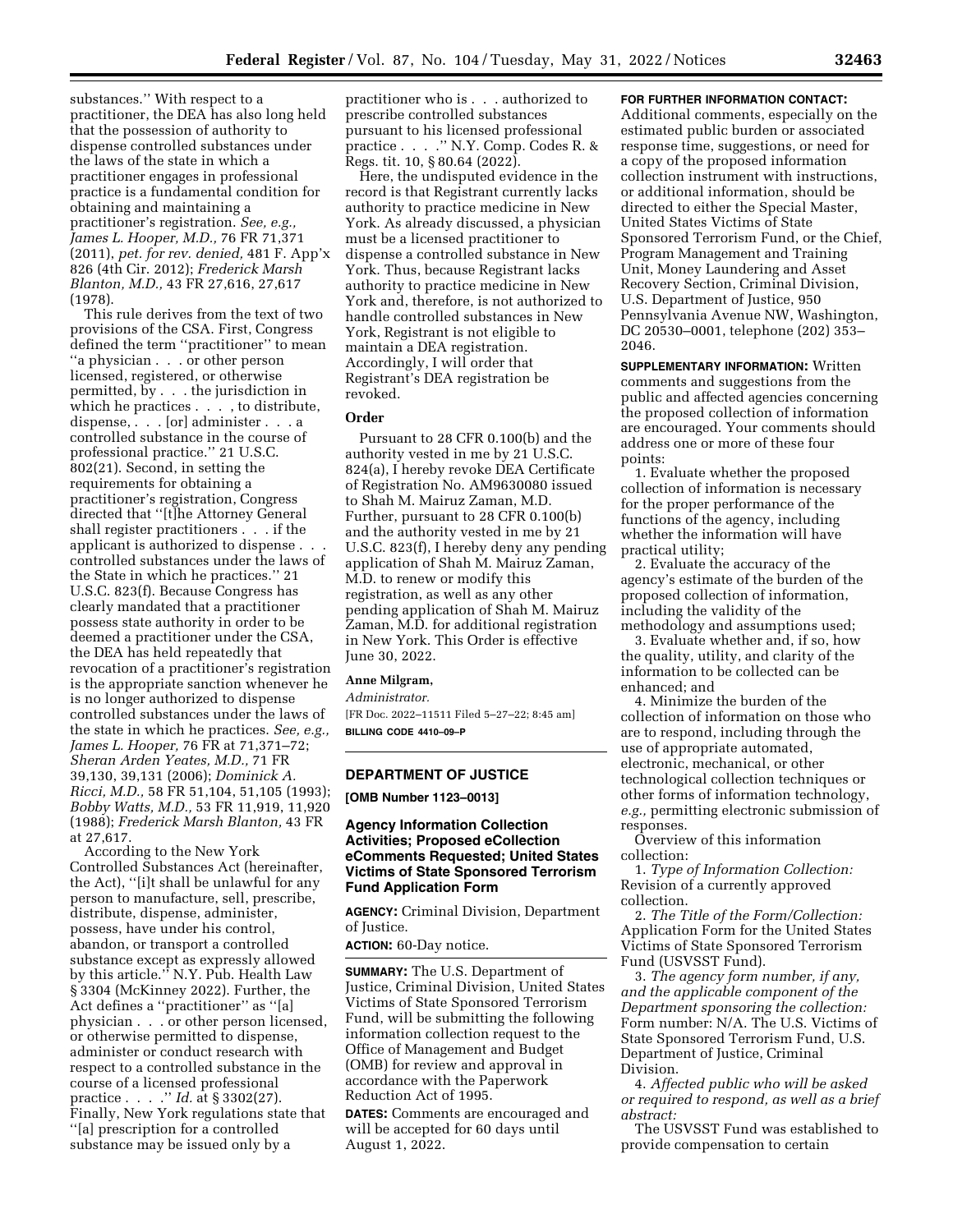substances.'' With respect to a practitioner, the DEA has also long held that the possession of authority to dispense controlled substances under the laws of the state in which a practitioner engages in professional practice is a fundamental condition for obtaining and maintaining a practitioner's registration. *See, e.g., James L. Hooper, M.D.,* 76 FR 71,371 (2011), *pet. for rev. denied,* 481 F. App'x 826 (4th Cir. 2012); *Frederick Marsh Blanton, M.D.,* 43 FR 27,616, 27,617 (1978).

This rule derives from the text of two provisions of the CSA. First, Congress defined the term ''practitioner'' to mean ''a physician . . . or other person licensed, registered, or otherwise permitted, by . . . the jurisdiction in which he practices . . . , to distribute, dispense, . . . [or] administer . . . a controlled substance in the course of professional practice.'' 21 U.S.C. 802(21). Second, in setting the requirements for obtaining a practitioner's registration, Congress directed that ''[t]he Attorney General shall register practitioners . . . if the applicant is authorized to dispense . . . controlled substances under the laws of the State in which he practices.'' 21 U.S.C. 823(f). Because Congress has clearly mandated that a practitioner possess state authority in order to be deemed a practitioner under the CSA, the DEA has held repeatedly that revocation of a practitioner's registration is the appropriate sanction whenever he is no longer authorized to dispense controlled substances under the laws of the state in which he practices. *See, e.g., James L. Hooper,* 76 FR at 71,371–72; *Sheran Arden Yeates, M.D.,* 71 FR 39,130, 39,131 (2006); *Dominick A. Ricci, M.D.,* 58 FR 51,104, 51,105 (1993); *Bobby Watts, M.D.,* 53 FR 11,919, 11,920 (1988); *Frederick Marsh Blanton,* 43 FR at 27,617.

According to the New York Controlled Substances Act (hereinafter, the Act), ''[i]t shall be unlawful for any person to manufacture, sell, prescribe, distribute, dispense, administer, possess, have under his control, abandon, or transport a controlled substance except as expressly allowed by this article.'' N.Y. Pub. Health Law § 3304 (McKinney 2022). Further, the Act defines a ''practitioner'' as ''[a] physician . . . or other person licensed, or otherwise permitted to dispense, administer or conduct research with respect to a controlled substance in the course of a licensed professional practice . . . .'' *Id.* at § 3302(27). Finally, New York regulations state that ''[a] prescription for a controlled substance may be issued only by a practitioner who is . . . authorized to prescribe controlled substances pursuant to his licensed professional practice . . . .'' N.Y. Comp. Codes R. & Regs. tit. 10, § 80.64 (2022).

Here, the undisputed evidence in the record is that Registrant currently lacks authority to practice medicine in New York. As already discussed, a physician must be a licensed practitioner to dispense a controlled substance in New York. Thus, because Registrant lacks authority to practice medicine in New York and, therefore, is not authorized to handle controlled substances in New York, Registrant is not eligible to maintain a DEA registration. Accordingly, I will order that Registrant's DEA registration be revoked.

## Order

Pursuant to 28 CFR 0.100(b) and the authority vested in me by 21 U.S.C. 824(a), I hereby revoke DEA Certificate of Registration No. AM9630080 issued to Shah M. Mairuz Zaman, M.D. Further, pursuant to 28 CFR 0.100(b) and the authority vested in me by 21 U.S.C. 823(f), I hereby deny any pending application of Shah M. Mairuz Zaman, M.D. to renew or modify this registration, as well as any other pending application of Shah M. Mairuz Zaman, M.D. for additional registration in New York. This Order is effective June 30, 2022.

**Anne Milgram,**

*Administrator.*

[FR Doc. 2022–11511 Filed 5–27–22; 8:45 am]

**BILLING CODE 4410–09–P**

---

## DEPARTMENT OF JUSTICE

**[OMB Number 1123–0013]**

## Agency Information Collection Activities; Proposed eCollection eComments Requested; United States Victims of State Sponsored Terrorism Fund Application Form

**AGENCY:** Criminal Division, Department of Justice.

**ACTION:** 60-Day notice.

**SUMMARY:** The U.S. Department of Justice, Criminal Division, United States Victims of State Sponsored Terrorism Fund, will be submitting the following information collection request to the Office of Management and Budget (OMB) for review and approval in accordance with the Paperwork Reduction Act of 1995.

**DATES:** Comments are encouraged and will be accepted for 60 days until August 1, 2022.

**FOR FURTHER INFORMATION CONTACT:** Additional comments, especially on the estimated public burden or associated response time, suggestions, or need for a copy of the proposed information collection instrument with instructions, or additional information, should be directed to either the Special Master, United States Victims of State Sponsored Terrorism Fund, or the Chief, Program Management and Training Unit, Money Laundering and Asset Recovery Section, Criminal Division, U.S. Department of Justice, 950 Pennsylvania Avenue NW, Washington, DC 20530–0001, telephone (202) 353–2046.

**SUPPLEMENTARY INFORMATION:** Written comments and suggestions from the public and affected agencies concerning the proposed collection of information are encouraged. Your comments should address one or more of these four points:

1. Evaluate whether the proposed collection of information is necessary for the proper performance of the functions of the agency, including whether the information will have practical utility;
2. Evaluate the accuracy of the agency's estimate of the burden of the proposed collection of information, including the validity of the methodology and assumptions used;
3. Evaluate whether and, if so, how the quality, utility, and clarity of the information to be collected can be enhanced; and
4. Minimize the burden of the collection of information on those who are to respond, including through the use of appropriate automated, electronic, mechanical, or other technological collection techniques or other forms of information technology, *e.g.,* permitting electronic submission of responses.

Overview of this information collection:

1. *Type of Information Collection:* Revision of a currently approved collection.
2. *The Title of the Form/Collection:* Application Form for the United States Victims of State Sponsored Terrorism Fund (USVSST Fund).
3. *The agency form number, if any, and the applicable component of the Department sponsoring the collection:* Form number: N/A. The U.S. Victims of State Sponsored Terrorism Fund, U.S. Department of Justice, Criminal Division.
4. *Affected public who will be asked or required to respond, as well as a brief abstract:*

The USVSST Fund was established to provide compensation to certain